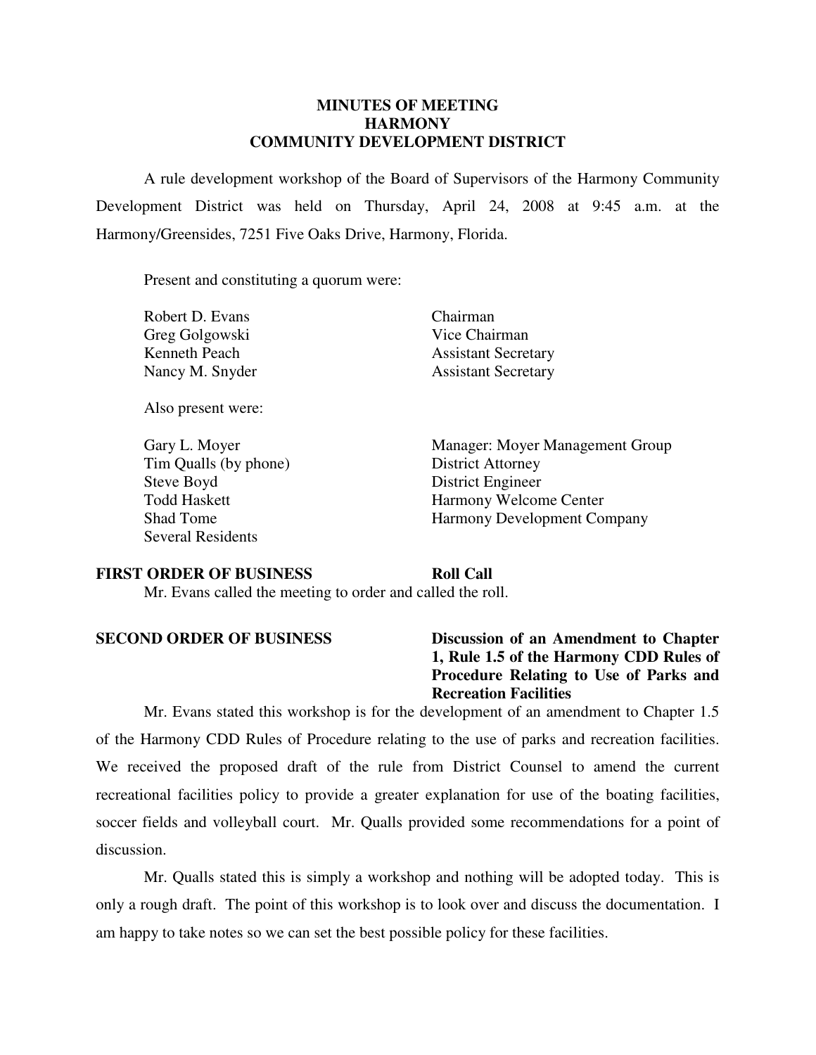# MINUTES OF MEETING
# HARMONY
# COMMUNITY DEVELOPMENT DISTRICT

A rule development workshop of the Board of Supervisors of the Harmony Community Development District was held on Thursday, April 24, 2008 at 9:45 a.m. at the Harmony/Greensides, 7251 Five Oaks Drive, Harmony, Florida.

Present and constituting a quorum were:

| | |
|---|---|
| Robert D. Evans | Chairman |
| Greg Golgowski | Vice Chairman |
| Kenneth Peach | Assistant Secretary |
| Nancy M. Snyder | Assistant Secretary |

Also present were:

| | |
|---|---|
| Gary L. Moyer | Manager: Moyer Management Group |
| Tim Qualls (by phone) | District Attorney |
| Steve Boyd | District Engineer |
| Todd Haskett | Harmony Welcome Center |
| Shad Tome | Harmony Development Company |
| Several Residents | |

**FIRST ORDER OF BUSINESS** **Roll Call**

Mr. Evans called the meeting to order and called the roll.

**SECOND ORDER OF BUSINESS** **Discussion of an Amendment to Chapter 1, Rule 1.5 of the Harmony CDD Rules of Procedure Relating to Use of Parks and Recreation Facilities**

Mr. Evans stated this workshop is for the development of an amendment to Chapter 1.5 of the Harmony CDD Rules of Procedure relating to the use of parks and recreation facilities. We received the proposed draft of the rule from District Counsel to amend the current recreational facilities policy to provide a greater explanation for use of the boating facilities, soccer fields and volleyball court. Mr. Qualls provided some recommendations for a point of discussion.

Mr. Qualls stated this is simply a workshop and nothing will be adopted today. This is only a rough draft. The point of this workshop is to look over and discuss the documentation. I am happy to take notes so we can set the best possible policy for these facilities.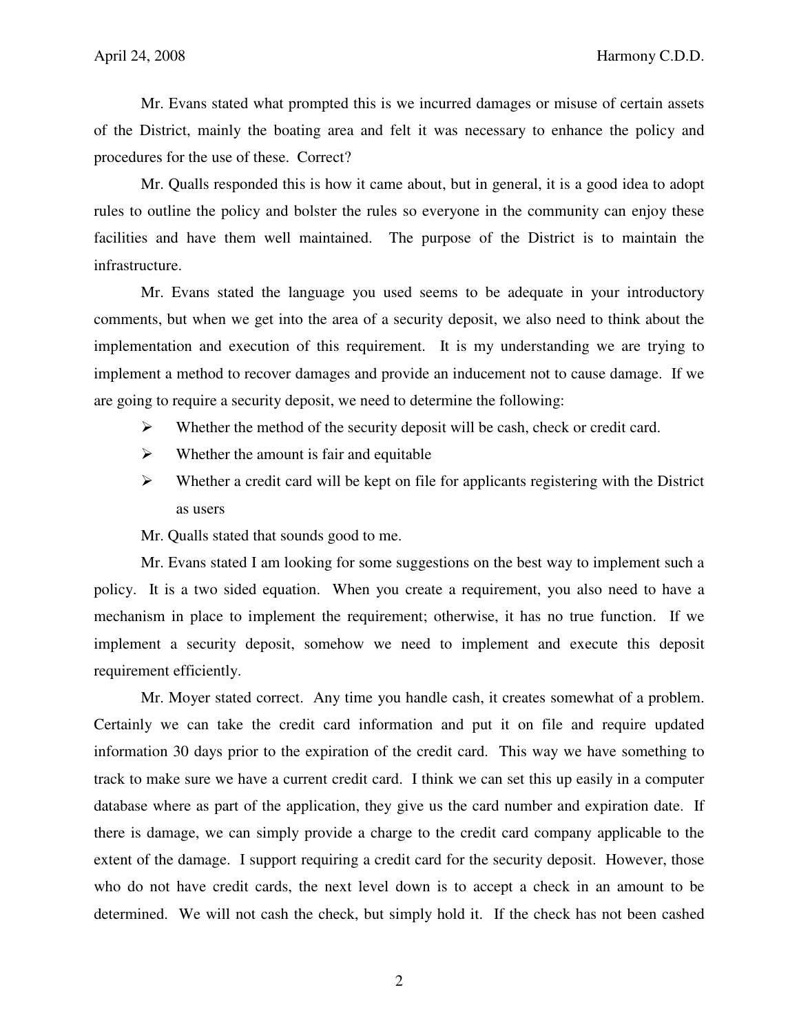Mr. Evans stated what prompted this is we incurred damages or misuse of certain assets of the District, mainly the boating area and felt it was necessary to enhance the policy and procedures for the use of these. Correct?

Mr. Qualls responded this is how it came about, but in general, it is a good idea to adopt rules to outline the policy and bolster the rules so everyone in the community can enjoy these facilities and have them well maintained. The purpose of the District is to maintain the infrastructure.

Mr. Evans stated the language you used seems to be adequate in your introductory comments, but when we get into the area of a security deposit, we also need to think about the implementation and execution of this requirement. It is my understanding we are trying to implement a method to recover damages and provide an inducement not to cause damage. If we are going to require a security deposit, we need to determine the following:

- Whether the method of the security deposit will be cash, check or credit card.
- Whether the amount is fair and equitable
- Whether a credit card will be kept on file for applicants registering with the District as users

Mr. Qualls stated that sounds good to me.

Mr. Evans stated I am looking for some suggestions on the best way to implement such a policy. It is a two sided equation. When you create a requirement, you also need to have a mechanism in place to implement the requirement; otherwise, it has no true function. If we implement a security deposit, somehow we need to implement and execute this deposit requirement efficiently.

Mr. Moyer stated correct. Any time you handle cash, it creates somewhat of a problem. Certainly we can take the credit card information and put it on file and require updated information 30 days prior to the expiration of the credit card. This way we have something to track to make sure we have a current credit card. I think we can set this up easily in a computer database where as part of the application, they give us the card number and expiration date. If there is damage, we can simply provide a charge to the credit card company applicable to the extent of the damage. I support requiring a credit card for the security deposit. However, those who do not have credit cards, the next level down is to accept a check in an amount to be determined. We will not cash the check, but simply hold it. If the check has not been cashed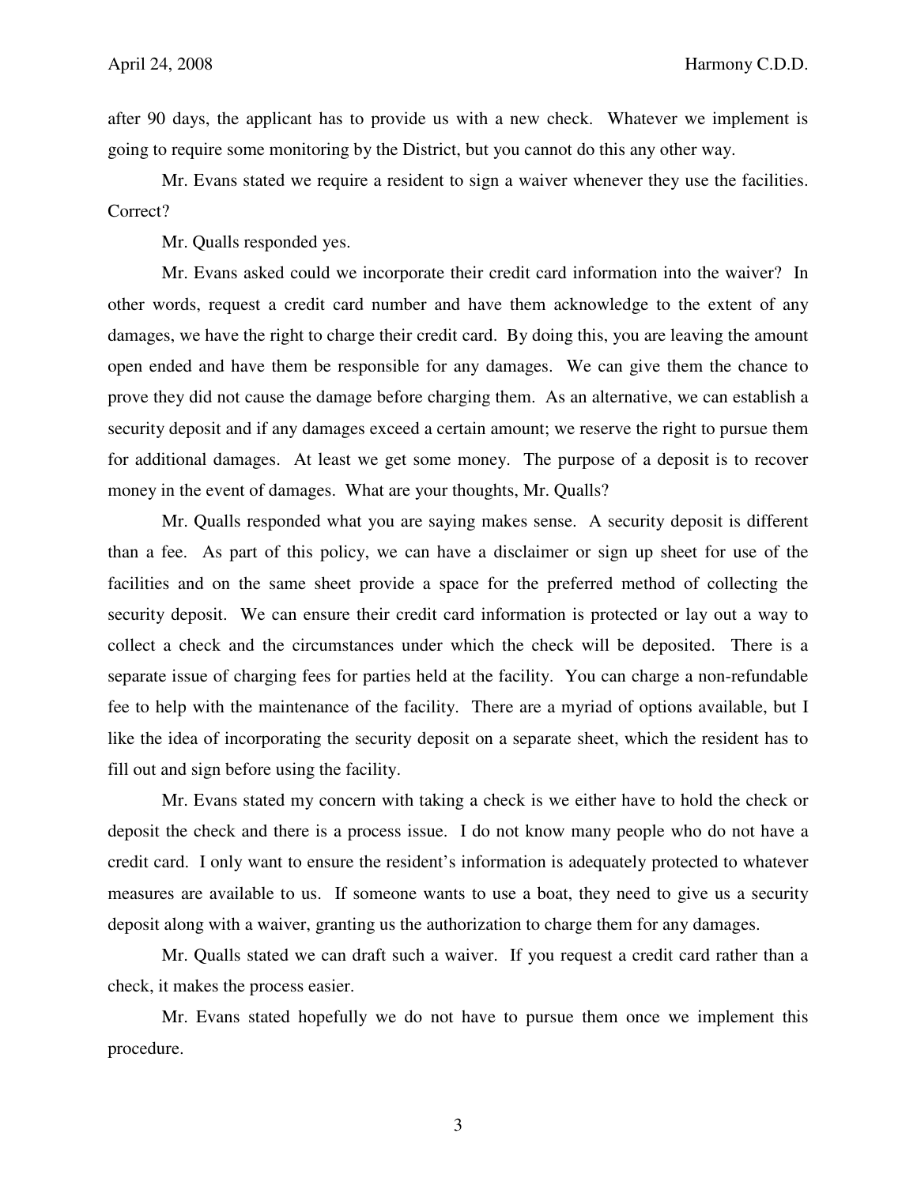after 90 days, the applicant has to provide us with a new check. Whatever we implement is going to require some monitoring by the District, but you cannot do this any other way.

Mr. Evans stated we require a resident to sign a waiver whenever they use the facilities. Correct?

Mr. Qualls responded yes.

Mr. Evans asked could we incorporate their credit card information into the waiver? In other words, request a credit card number and have them acknowledge to the extent of any damages, we have the right to charge their credit card. By doing this, you are leaving the amount open ended and have them be responsible for any damages. We can give them the chance to prove they did not cause the damage before charging them. As an alternative, we can establish a security deposit and if any damages exceed a certain amount; we reserve the right to pursue them for additional damages. At least we get some money. The purpose of a deposit is to recover money in the event of damages. What are your thoughts, Mr. Qualls?

Mr. Qualls responded what you are saying makes sense. A security deposit is different than a fee. As part of this policy, we can have a disclaimer or sign up sheet for use of the facilities and on the same sheet provide a space for the preferred method of collecting the security deposit. We can ensure their credit card information is protected or lay out a way to collect a check and the circumstances under which the check will be deposited. There is a separate issue of charging fees for parties held at the facility. You can charge a non-refundable fee to help with the maintenance of the facility. There are a myriad of options available, but I like the idea of incorporating the security deposit on a separate sheet, which the resident has to fill out and sign before using the facility.

Mr. Evans stated my concern with taking a check is we either have to hold the check or deposit the check and there is a process issue. I do not know many people who do not have a credit card. I only want to ensure the resident's information is adequately protected to whatever measures are available to us. If someone wants to use a boat, they need to give us a security deposit along with a waiver, granting us the authorization to charge them for any damages.

Mr. Qualls stated we can draft such a waiver. If you request a credit card rather than a check, it makes the process easier.

Mr. Evans stated hopefully we do not have to pursue them once we implement this procedure.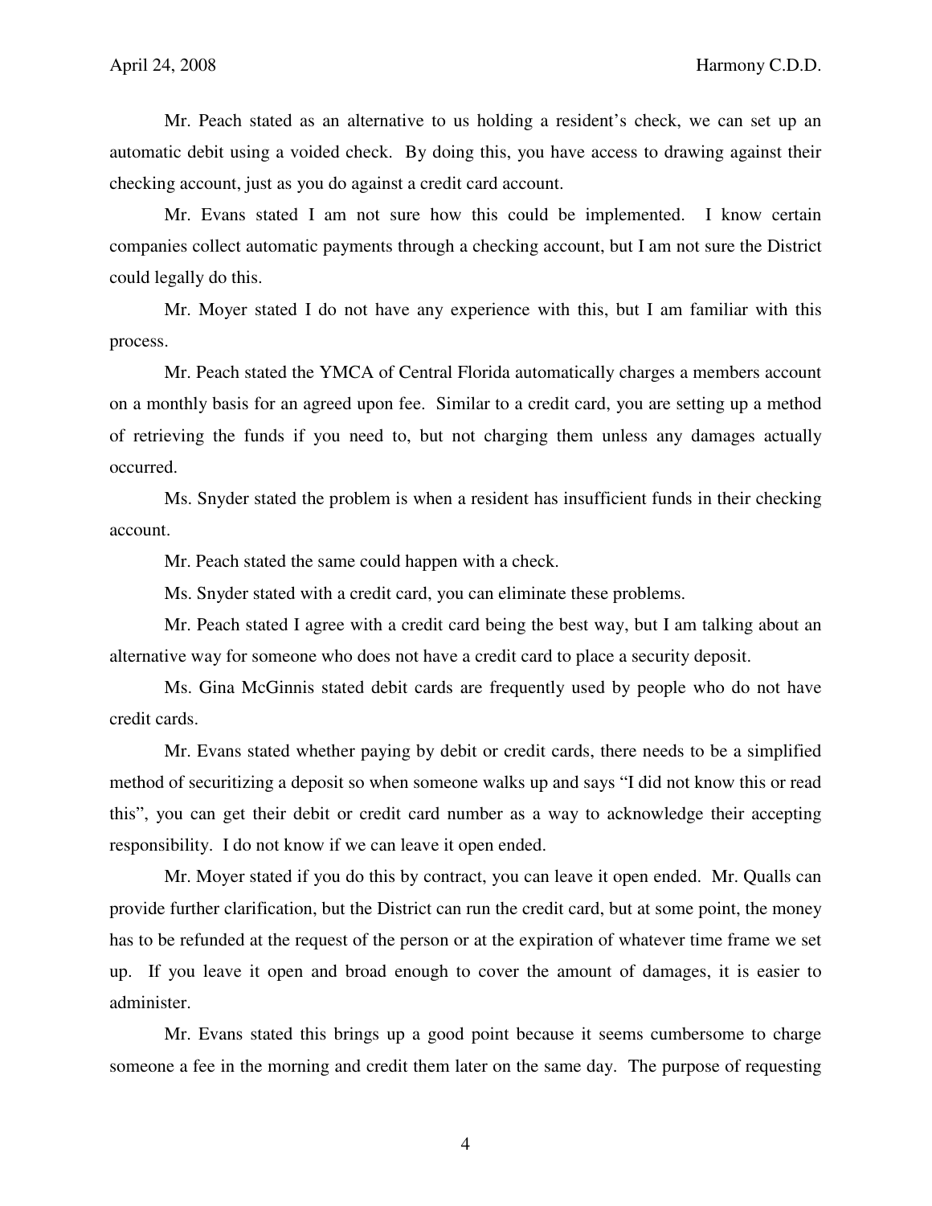Mr. Peach stated as an alternative to us holding a resident's check, we can set up an automatic debit using a voided check. By doing this, you have access to drawing against their checking account, just as you do against a credit card account.

Mr. Evans stated I am not sure how this could be implemented. I know certain companies collect automatic payments through a checking account, but I am not sure the District could legally do this.

Mr. Moyer stated I do not have any experience with this, but I am familiar with this process.

Mr. Peach stated the YMCA of Central Florida automatically charges a members account on a monthly basis for an agreed upon fee. Similar to a credit card, you are setting up a method of retrieving the funds if you need to, but not charging them unless any damages actually occurred.

Ms. Snyder stated the problem is when a resident has insufficient funds in their checking account.

Mr. Peach stated the same could happen with a check.

Ms. Snyder stated with a credit card, you can eliminate these problems.

Mr. Peach stated I agree with a credit card being the best way, but I am talking about an alternative way for someone who does not have a credit card to place a security deposit.

Ms. Gina McGinnis stated debit cards are frequently used by people who do not have credit cards.

Mr. Evans stated whether paying by debit or credit cards, there needs to be a simplified method of securitizing a deposit so when someone walks up and says "I did not know this or read this", you can get their debit or credit card number as a way to acknowledge their accepting responsibility. I do not know if we can leave it open ended.

Mr. Moyer stated if you do this by contract, you can leave it open ended. Mr. Qualls can provide further clarification, but the District can run the credit card, but at some point, the money has to be refunded at the request of the person or at the expiration of whatever time frame we set up. If you leave it open and broad enough to cover the amount of damages, it is easier to administer.

Mr. Evans stated this brings up a good point because it seems cumbersome to charge someone a fee in the morning and credit them later on the same day. The purpose of requesting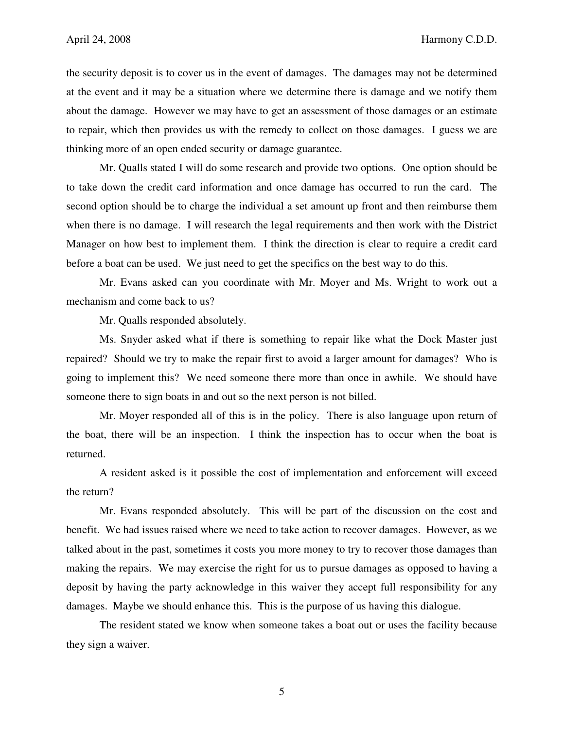the security deposit is to cover us in the event of damages. The damages may not be determined at the event and it may be a situation where we determine there is damage and we notify them about the damage. However we may have to get an assessment of those damages or an estimate to repair, which then provides us with the remedy to collect on those damages. I guess we are thinking more of an open ended security or damage guarantee.

Mr. Qualls stated I will do some research and provide two options. One option should be to take down the credit card information and once damage has occurred to run the card. The second option should be to charge the individual a set amount up front and then reimburse them when there is no damage. I will research the legal requirements and then work with the District Manager on how best to implement them. I think the direction is clear to require a credit card before a boat can be used. We just need to get the specifics on the best way to do this.

Mr. Evans asked can you coordinate with Mr. Moyer and Ms. Wright to work out a mechanism and come back to us?

Mr. Qualls responded absolutely.

Ms. Snyder asked what if there is something to repair like what the Dock Master just repaired? Should we try to make the repair first to avoid a larger amount for damages? Who is going to implement this? We need someone there more than once in awhile. We should have someone there to sign boats in and out so the next person is not billed.

Mr. Moyer responded all of this is in the policy. There is also language upon return of the boat, there will be an inspection. I think the inspection has to occur when the boat is returned.

A resident asked is it possible the cost of implementation and enforcement will exceed the return?

Mr. Evans responded absolutely. This will be part of the discussion on the cost and benefit. We had issues raised where we need to take action to recover damages. However, as we talked about in the past, sometimes it costs you more money to try to recover those damages than making the repairs. We may exercise the right for us to pursue damages as opposed to having a deposit by having the party acknowledge in this waiver they accept full responsibility for any damages. Maybe we should enhance this. This is the purpose of us having this dialogue.

The resident stated we know when someone takes a boat out or uses the facility because they sign a waiver.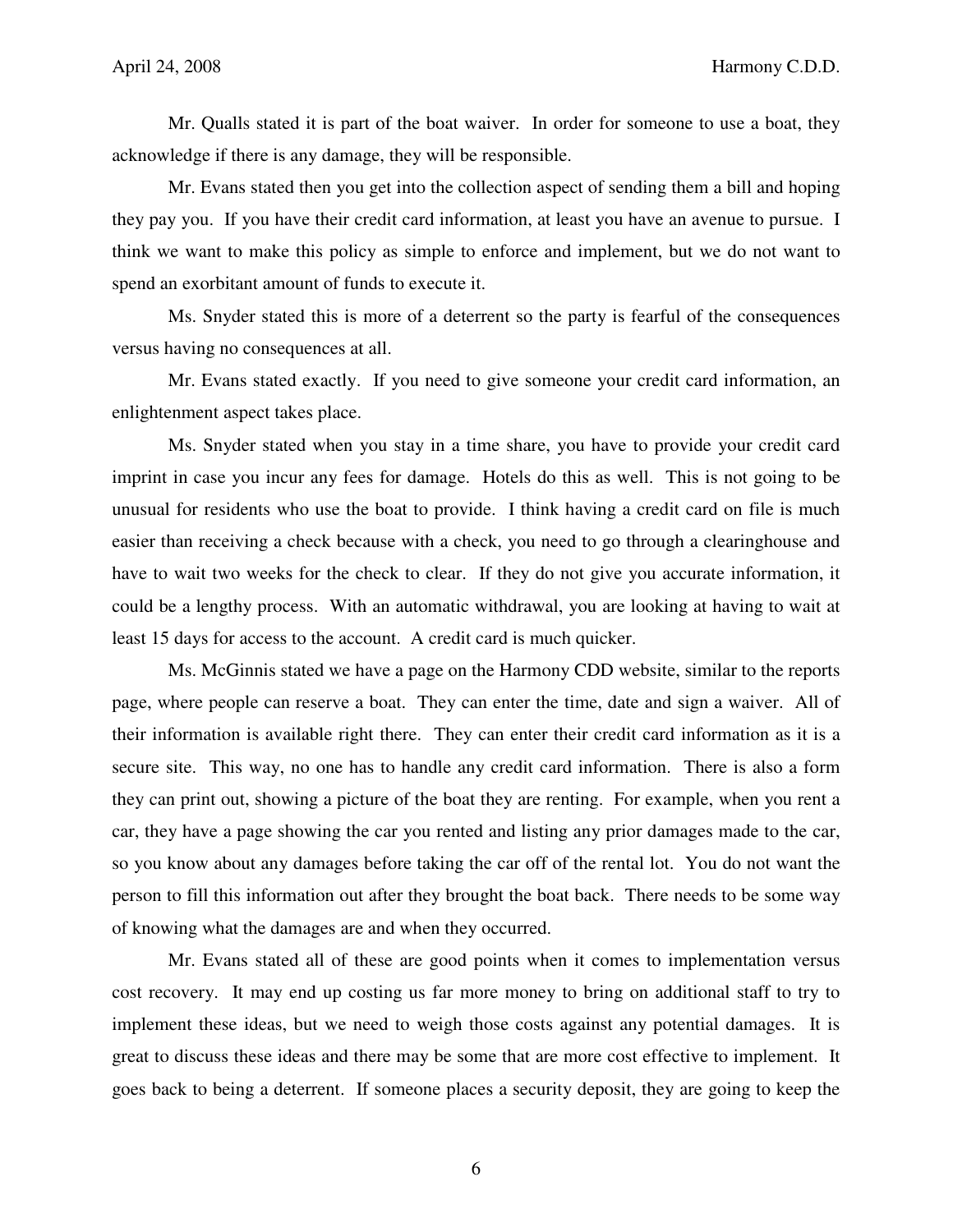Mr. Qualls stated it is part of the boat waiver. In order for someone to use a boat, they acknowledge if there is any damage, they will be responsible.

Mr. Evans stated then you get into the collection aspect of sending them a bill and hoping they pay you. If you have their credit card information, at least you have an avenue to pursue. I think we want to make this policy as simple to enforce and implement, but we do not want to spend an exorbitant amount of funds to execute it.

Ms. Snyder stated this is more of a deterrent so the party is fearful of the consequences versus having no consequences at all.

Mr. Evans stated exactly. If you need to give someone your credit card information, an enlightenment aspect takes place.

Ms. Snyder stated when you stay in a time share, you have to provide your credit card imprint in case you incur any fees for damage. Hotels do this as well. This is not going to be unusual for residents who use the boat to provide. I think having a credit card on file is much easier than receiving a check because with a check, you need to go through a clearinghouse and have to wait two weeks for the check to clear. If they do not give you accurate information, it could be a lengthy process. With an automatic withdrawal, you are looking at having to wait at least 15 days for access to the account. A credit card is much quicker.

Ms. McGinnis stated we have a page on the Harmony CDD website, similar to the reports page, where people can reserve a boat. They can enter the time, date and sign a waiver. All of their information is available right there. They can enter their credit card information as it is a secure site. This way, no one has to handle any credit card information. There is also a form they can print out, showing a picture of the boat they are renting. For example, when you rent a car, they have a page showing the car you rented and listing any prior damages made to the car, so you know about any damages before taking the car off of the rental lot. You do not want the person to fill this information out after they brought the boat back. There needs to be some way of knowing what the damages are and when they occurred.

Mr. Evans stated all of these are good points when it comes to implementation versus cost recovery. It may end up costing us far more money to bring on additional staff to try to implement these ideas, but we need to weigh those costs against any potential damages. It is great to discuss these ideas and there may be some that are more cost effective to implement. It goes back to being a deterrent. If someone places a security deposit, they are going to keep the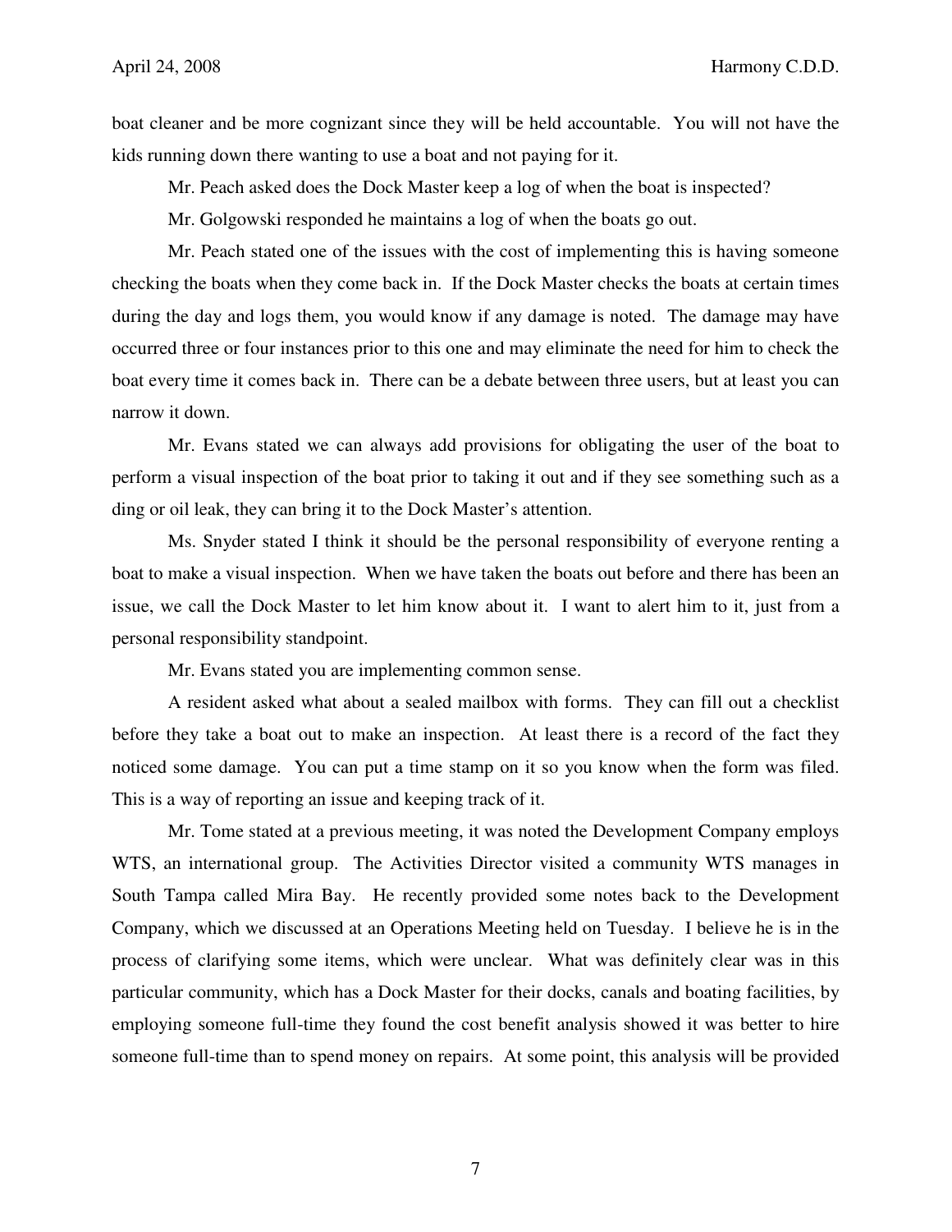boat cleaner and be more cognizant since they will be held accountable. You will not have the kids running down there wanting to use a boat and not paying for it.

Mr. Peach asked does the Dock Master keep a log of when the boat is inspected?

Mr. Golgowski responded he maintains a log of when the boats go out.

Mr. Peach stated one of the issues with the cost of implementing this is having someone checking the boats when they come back in. If the Dock Master checks the boats at certain times during the day and logs them, you would know if any damage is noted. The damage may have occurred three or four instances prior to this one and may eliminate the need for him to check the boat every time it comes back in. There can be a debate between three users, but at least you can narrow it down.

Mr. Evans stated we can always add provisions for obligating the user of the boat to perform a visual inspection of the boat prior to taking it out and if they see something such as a ding or oil leak, they can bring it to the Dock Master's attention.

Ms. Snyder stated I think it should be the personal responsibility of everyone renting a boat to make a visual inspection. When we have taken the boats out before and there has been an issue, we call the Dock Master to let him know about it. I want to alert him to it, just from a personal responsibility standpoint.

Mr. Evans stated you are implementing common sense.

A resident asked what about a sealed mailbox with forms. They can fill out a checklist before they take a boat out to make an inspection. At least there is a record of the fact they noticed some damage. You can put a time stamp on it so you know when the form was filed. This is a way of reporting an issue and keeping track of it.

Mr. Tome stated at a previous meeting, it was noted the Development Company employs WTS, an international group. The Activities Director visited a community WTS manages in South Tampa called Mira Bay. He recently provided some notes back to the Development Company, which we discussed at an Operations Meeting held on Tuesday. I believe he is in the process of clarifying some items, which were unclear. What was definitely clear was in this particular community, which has a Dock Master for their docks, canals and boating facilities, by employing someone full-time they found the cost benefit analysis showed it was better to hire someone full-time than to spend money on repairs. At some point, this analysis will be provided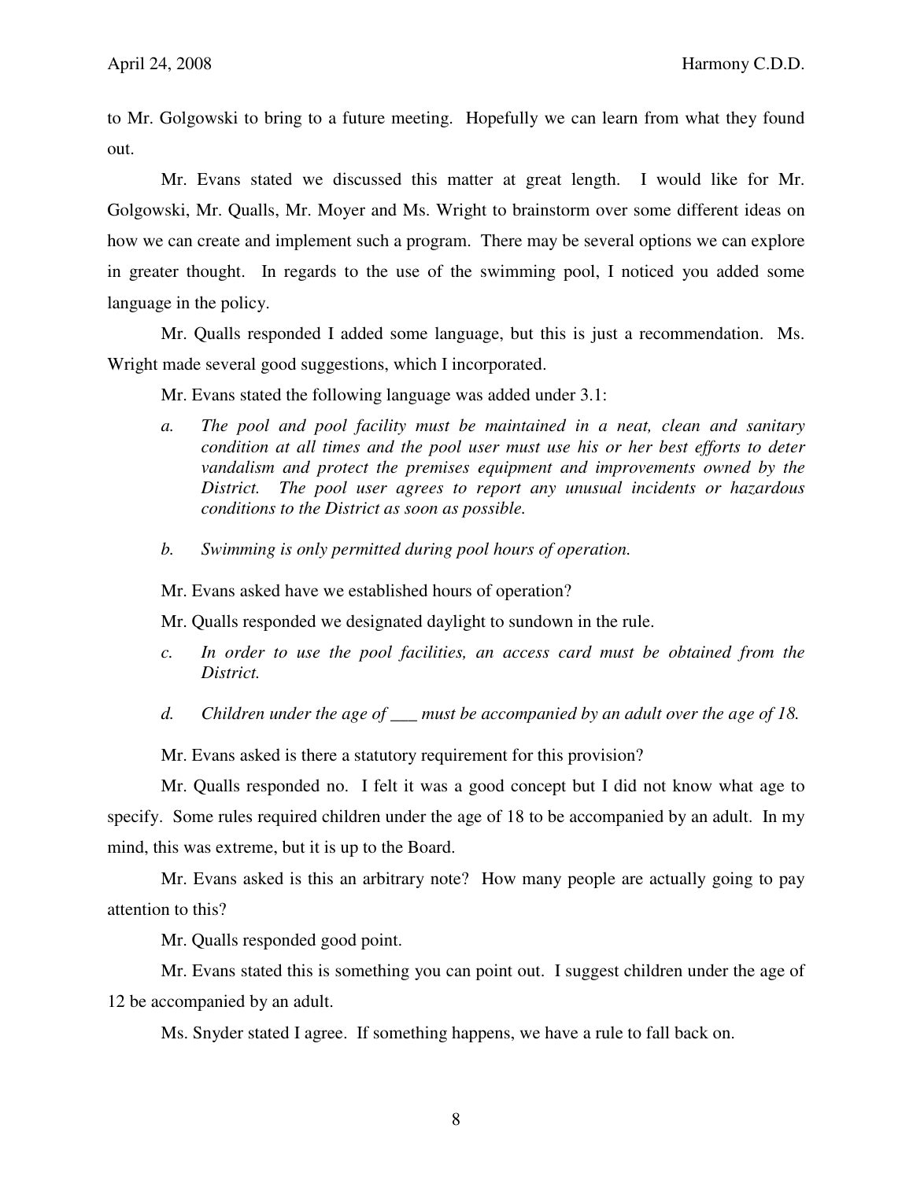to Mr. Golgowski to bring to a future meeting. Hopefully we can learn from what they found out.

Mr. Evans stated we discussed this matter at great length. I would like for Mr. Golgowski, Mr. Qualls, Mr. Moyer and Ms. Wright to brainstorm over some different ideas on how we can create and implement such a program. There may be several options we can explore in greater thought. In regards to the use of the swimming pool, I noticed you added some language in the policy.

Mr. Qualls responded I added some language, but this is just a recommendation. Ms. Wright made several good suggestions, which I incorporated.

Mr. Evans stated the following language was added under 3.1:

*a. The pool and pool facility must be maintained in a neat, clean and sanitary condition at all times and the pool user must use his or her best efforts to deter vandalism and protect the premises equipment and improvements owned by the District. The pool user agrees to report any unusual incidents or hazardous conditions to the District as soon as possible.*

*b. Swimming is only permitted during pool hours of operation.*

Mr. Evans asked have we established hours of operation?

Mr. Qualls responded we designated daylight to sundown in the rule.

*c. In order to use the pool facilities, an access card must be obtained from the District.*

*d. Children under the age of ___ must be accompanied by an adult over the age of 18.*

Mr. Evans asked is there a statutory requirement for this provision?

Mr. Qualls responded no. I felt it was a good concept but I did not know what age to specify. Some rules required children under the age of 18 to be accompanied by an adult. In my mind, this was extreme, but it is up to the Board.

Mr. Evans asked is this an arbitrary note? How many people are actually going to pay attention to this?

Mr. Qualls responded good point.

Mr. Evans stated this is something you can point out. I suggest children under the age of 12 be accompanied by an adult.

Ms. Snyder stated I agree. If something happens, we have a rule to fall back on.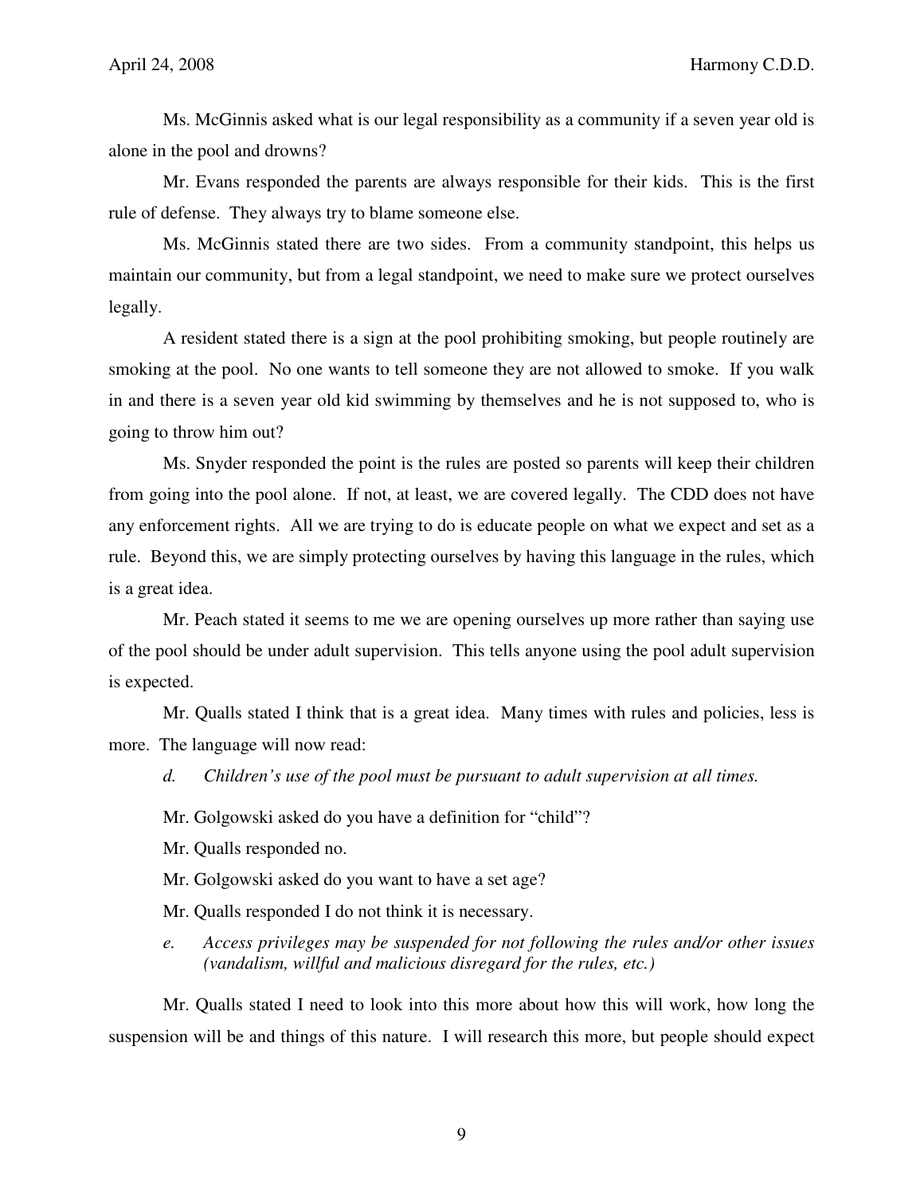Ms. McGinnis asked what is our legal responsibility as a community if a seven year old is alone in the pool and drowns?

Mr. Evans responded the parents are always responsible for their kids. This is the first rule of defense. They always try to blame someone else.

Ms. McGinnis stated there are two sides. From a community standpoint, this helps us maintain our community, but from a legal standpoint, we need to make sure we protect ourselves legally.

A resident stated there is a sign at the pool prohibiting smoking, but people routinely are smoking at the pool. No one wants to tell someone they are not allowed to smoke. If you walk in and there is a seven year old kid swimming by themselves and he is not supposed to, who is going to throw him out?

Ms. Snyder responded the point is the rules are posted so parents will keep their children from going into the pool alone. If not, at least, we are covered legally. The CDD does not have any enforcement rights. All we are trying to do is educate people on what we expect and set as a rule. Beyond this, we are simply protecting ourselves by having this language in the rules, which is a great idea.

Mr. Peach stated it seems to me we are opening ourselves up more rather than saying use of the pool should be under adult supervision. This tells anyone using the pool adult supervision is expected.

Mr. Qualls stated I think that is a great idea. Many times with rules and policies, less is more. The language will now read:

*d. Children's use of the pool must be pursuant to adult supervision at all times.*

Mr. Golgowski asked do you have a definition for "child"?

Mr. Qualls responded no.

Mr. Golgowski asked do you want to have a set age?

Mr. Qualls responded I do not think it is necessary.

*e. Access privileges may be suspended for not following the rules and/or other issues (vandalism, willful and malicious disregard for the rules, etc.)*

Mr. Qualls stated I need to look into this more about how this will work, how long the suspension will be and things of this nature. I will research this more, but people should expect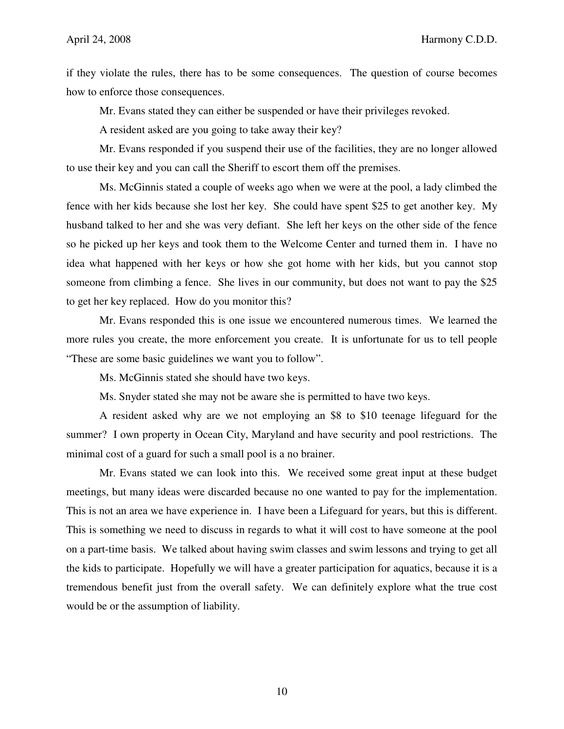if they violate the rules, there has to be some consequences. The question of course becomes how to enforce those consequences.

Mr. Evans stated they can either be suspended or have their privileges revoked.

A resident asked are you going to take away their key?

Mr. Evans responded if you suspend their use of the facilities, they are no longer allowed to use their key and you can call the Sheriff to escort them off the premises.

Ms. McGinnis stated a couple of weeks ago when we were at the pool, a lady climbed the fence with her kids because she lost her key. She could have spent $25 to get another key. My husband talked to her and she was very defiant. She left her keys on the other side of the fence so he picked up her keys and took them to the Welcome Center and turned them in. I have no idea what happened with her keys or how she got home with her kids, but you cannot stop someone from climbing a fence. She lives in our community, but does not want to pay the $25 to get her key replaced. How do you monitor this?

Mr. Evans responded this is one issue we encountered numerous times. We learned the more rules you create, the more enforcement you create. It is unfortunate for us to tell people "These are some basic guidelines we want you to follow".

Ms. McGinnis stated she should have two keys.

Ms. Snyder stated she may not be aware she is permitted to have two keys.

A resident asked why are we not employing an $8 to $10 teenage lifeguard for the summer? I own property in Ocean City, Maryland and have security and pool restrictions. The minimal cost of a guard for such a small pool is a no brainer.

Mr. Evans stated we can look into this. We received some great input at these budget meetings, but many ideas were discarded because no one wanted to pay for the implementation. This is not an area we have experience in. I have been a Lifeguard for years, but this is different. This is something we need to discuss in regards to what it will cost to have someone at the pool on a part-time basis. We talked about having swim classes and swim lessons and trying to get all the kids to participate. Hopefully we will have a greater participation for aquatics, because it is a tremendous benefit just from the overall safety. We can definitely explore what the true cost would be or the assumption of liability.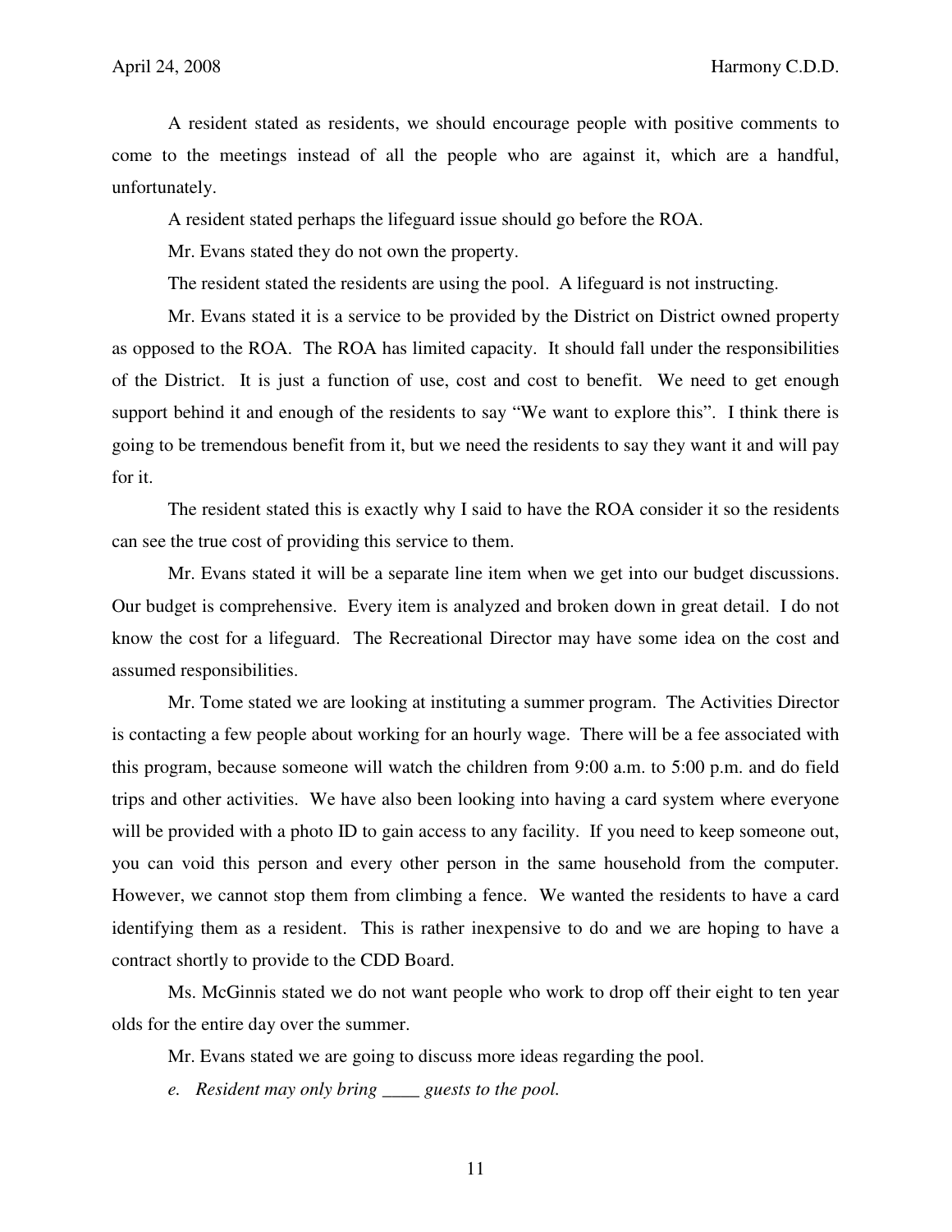A resident stated as residents, we should encourage people with positive comments to come to the meetings instead of all the people who are against it, which are a handful, unfortunately.

A resident stated perhaps the lifeguard issue should go before the ROA.

Mr. Evans stated they do not own the property.

The resident stated the residents are using the pool. A lifeguard is not instructing.

Mr. Evans stated it is a service to be provided by the District on District owned property as opposed to the ROA. The ROA has limited capacity. It should fall under the responsibilities of the District. It is just a function of use, cost and cost to benefit. We need to get enough support behind it and enough of the residents to say "We want to explore this". I think there is going to be tremendous benefit from it, but we need the residents to say they want it and will pay for it.

The resident stated this is exactly why I said to have the ROA consider it so the residents can see the true cost of providing this service to them.

Mr. Evans stated it will be a separate line item when we get into our budget discussions. Our budget is comprehensive. Every item is analyzed and broken down in great detail. I do not know the cost for a lifeguard. The Recreational Director may have some idea on the cost and assumed responsibilities.

Mr. Tome stated we are looking at instituting a summer program. The Activities Director is contacting a few people about working for an hourly wage. There will be a fee associated with this program, because someone will watch the children from 9:00 a.m. to 5:00 p.m. and do field trips and other activities. We have also been looking into having a card system where everyone will be provided with a photo ID to gain access to any facility. If you need to keep someone out, you can void this person and every other person in the same household from the computer. However, we cannot stop them from climbing a fence. We wanted the residents to have a card identifying them as a resident. This is rather inexpensive to do and we are hoping to have a contract shortly to provide to the CDD Board.

Ms. McGinnis stated we do not want people who work to drop off their eight to ten year olds for the entire day over the summer.

Mr. Evans stated we are going to discuss more ideas regarding the pool.

*e. Resident may only bring ____ guests to the pool.*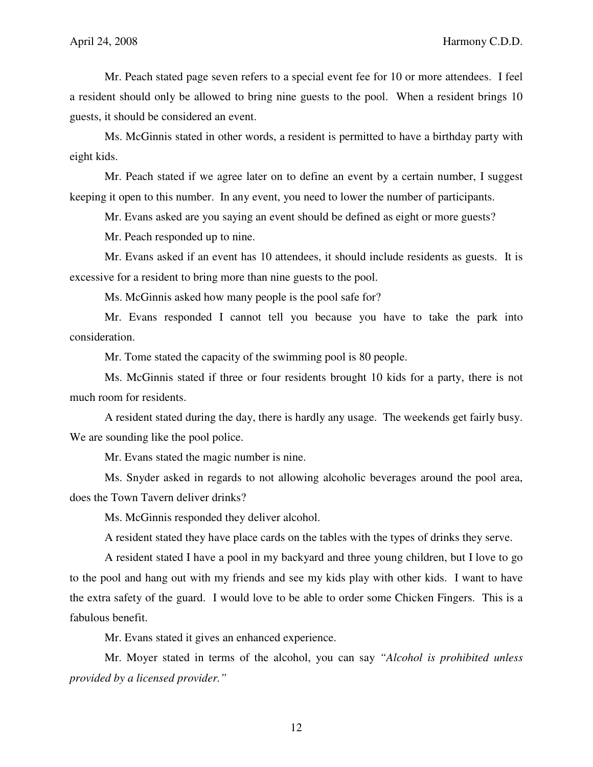Mr. Peach stated page seven refers to a special event fee for 10 or more attendees. I feel a resident should only be allowed to bring nine guests to the pool. When a resident brings 10 guests, it should be considered an event.

Ms. McGinnis stated in other words, a resident is permitted to have a birthday party with eight kids.

Mr. Peach stated if we agree later on to define an event by a certain number, I suggest keeping it open to this number. In any event, you need to lower the number of participants.

Mr. Evans asked are you saying an event should be defined as eight or more guests?

Mr. Peach responded up to nine.

Mr. Evans asked if an event has 10 attendees, it should include residents as guests. It is excessive for a resident to bring more than nine guests to the pool.

Ms. McGinnis asked how many people is the pool safe for?

Mr. Evans responded I cannot tell you because you have to take the park into consideration.

Mr. Tome stated the capacity of the swimming pool is 80 people.

Ms. McGinnis stated if three or four residents brought 10 kids for a party, there is not much room for residents.

A resident stated during the day, there is hardly any usage. The weekends get fairly busy. We are sounding like the pool police.

Mr. Evans stated the magic number is nine.

Ms. Snyder asked in regards to not allowing alcoholic beverages around the pool area, does the Town Tavern deliver drinks?

Ms. McGinnis responded they deliver alcohol.

A resident stated they have place cards on the tables with the types of drinks they serve.

A resident stated I have a pool in my backyard and three young children, but I love to go to the pool and hang out with my friends and see my kids play with other kids. I want to have the extra safety of the guard. I would love to be able to order some Chicken Fingers. This is a fabulous benefit.

Mr. Evans stated it gives an enhanced experience.

Mr. Moyer stated in terms of the alcohol, you can say *"Alcohol is prohibited unless provided by a licensed provider."*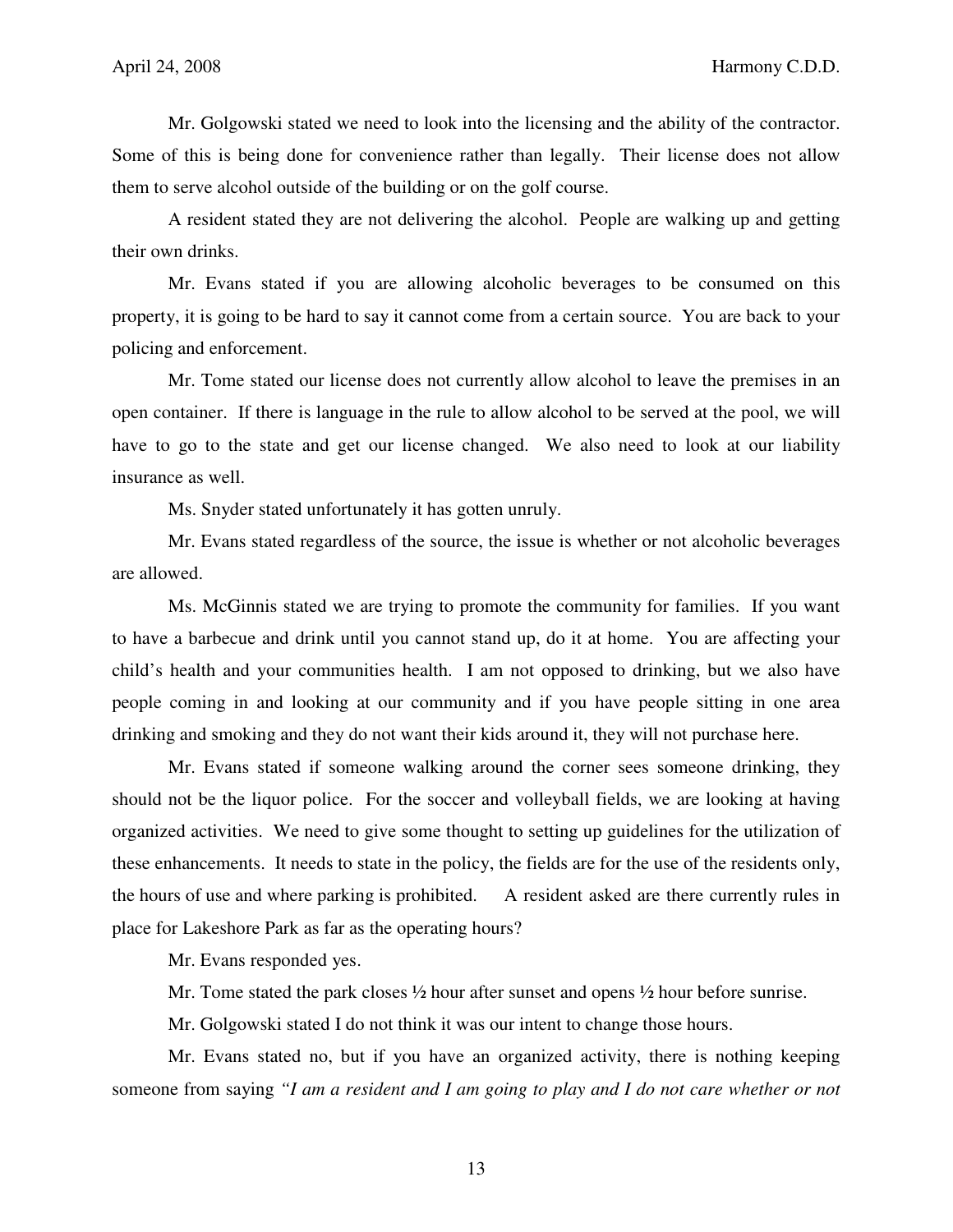Mr. Golgowski stated we need to look into the licensing and the ability of the contractor. Some of this is being done for convenience rather than legally. Their license does not allow them to serve alcohol outside of the building or on the golf course.

A resident stated they are not delivering the alcohol. People are walking up and getting their own drinks.

Mr. Evans stated if you are allowing alcoholic beverages to be consumed on this property, it is going to be hard to say it cannot come from a certain source. You are back to your policing and enforcement.

Mr. Tome stated our license does not currently allow alcohol to leave the premises in an open container. If there is language in the rule to allow alcohol to be served at the pool, we will have to go to the state and get our license changed. We also need to look at our liability insurance as well.

Ms. Snyder stated unfortunately it has gotten unruly.

Mr. Evans stated regardless of the source, the issue is whether or not alcoholic beverages are allowed.

Ms. McGinnis stated we are trying to promote the community for families. If you want to have a barbecue and drink until you cannot stand up, do it at home. You are affecting your child's health and your communities health. I am not opposed to drinking, but we also have people coming in and looking at our community and if you have people sitting in one area drinking and smoking and they do not want their kids around it, they will not purchase here.

Mr. Evans stated if someone walking around the corner sees someone drinking, they should not be the liquor police. For the soccer and volleyball fields, we are looking at having organized activities. We need to give some thought to setting up guidelines for the utilization of these enhancements. It needs to state in the policy, the fields are for the use of the residents only, the hours of use and where parking is prohibited. A resident asked are there currently rules in place for Lakeshore Park as far as the operating hours?

Mr. Evans responded yes.

Mr. Tome stated the park closes ½ hour after sunset and opens ½ hour before sunrise.

Mr. Golgowski stated I do not think it was our intent to change those hours.

Mr. Evans stated no, but if you have an organized activity, there is nothing keeping someone from saying *"I am a resident and I am going to play and I do not care whether or not*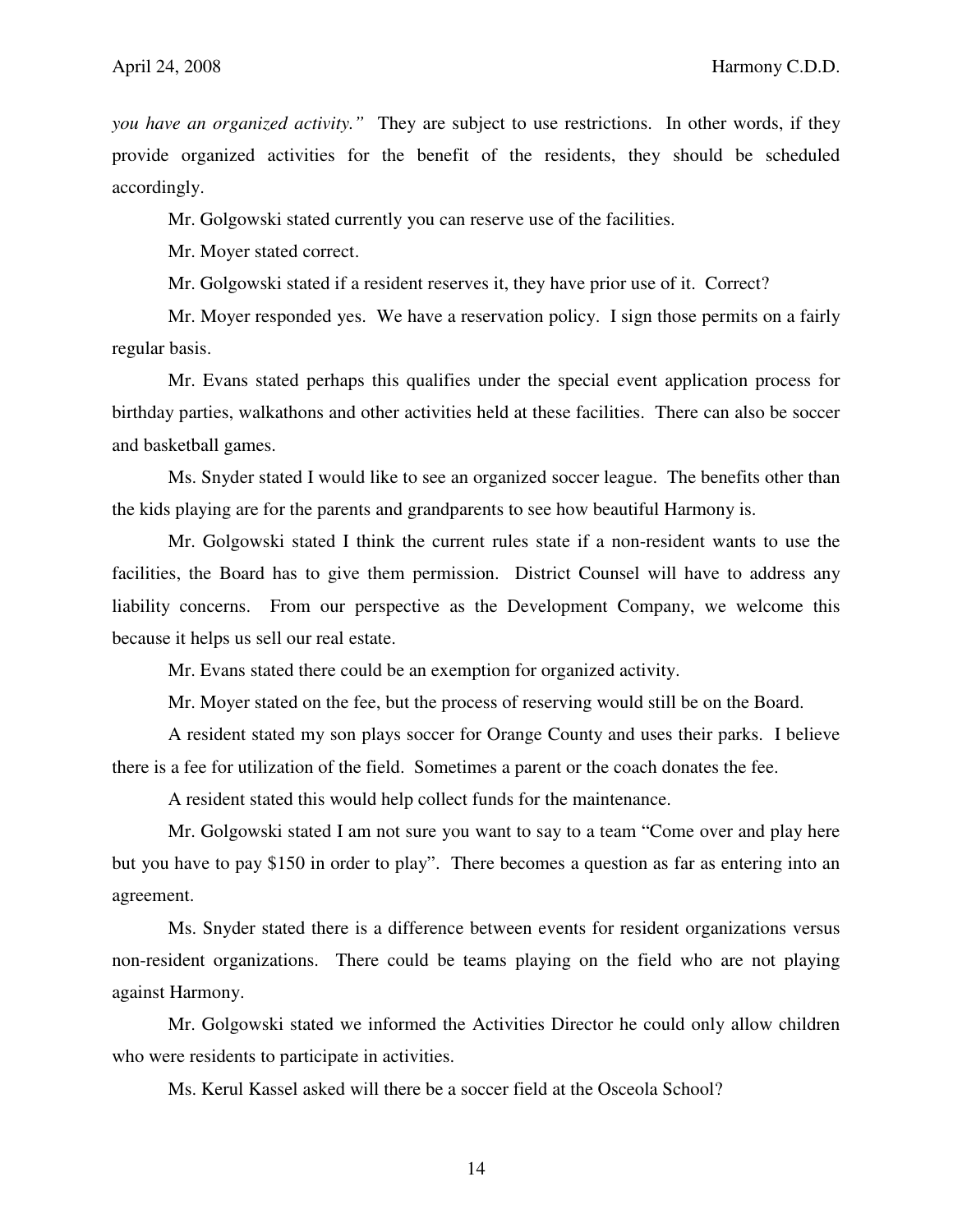*you have an organized activity."* They are subject to use restrictions. In other words, if they provide organized activities for the benefit of the residents, they should be scheduled accordingly.

Mr. Golgowski stated currently you can reserve use of the facilities.

Mr. Moyer stated correct.

Mr. Golgowski stated if a resident reserves it, they have prior use of it. Correct?

Mr. Moyer responded yes. We have a reservation policy. I sign those permits on a fairly regular basis.

Mr. Evans stated perhaps this qualifies under the special event application process for birthday parties, walkathons and other activities held at these facilities. There can also be soccer and basketball games.

Ms. Snyder stated I would like to see an organized soccer league. The benefits other than the kids playing are for the parents and grandparents to see how beautiful Harmony is.

Mr. Golgowski stated I think the current rules state if a non-resident wants to use the facilities, the Board has to give them permission. District Counsel will have to address any liability concerns. From our perspective as the Development Company, we welcome this because it helps us sell our real estate.

Mr. Evans stated there could be an exemption for organized activity.

Mr. Moyer stated on the fee, but the process of reserving would still be on the Board.

A resident stated my son plays soccer for Orange County and uses their parks. I believe there is a fee for utilization of the field. Sometimes a parent or the coach donates the fee.

A resident stated this would help collect funds for the maintenance.

Mr. Golgowski stated I am not sure you want to say to a team "Come over and play here but you have to pay $150 in order to play". There becomes a question as far as entering into an agreement.

Ms. Snyder stated there is a difference between events for resident organizations versus non-resident organizations. There could be teams playing on the field who are not playing against Harmony.

Mr. Golgowski stated we informed the Activities Director he could only allow children who were residents to participate in activities.

Ms. Kerul Kassel asked will there be a soccer field at the Osceola School?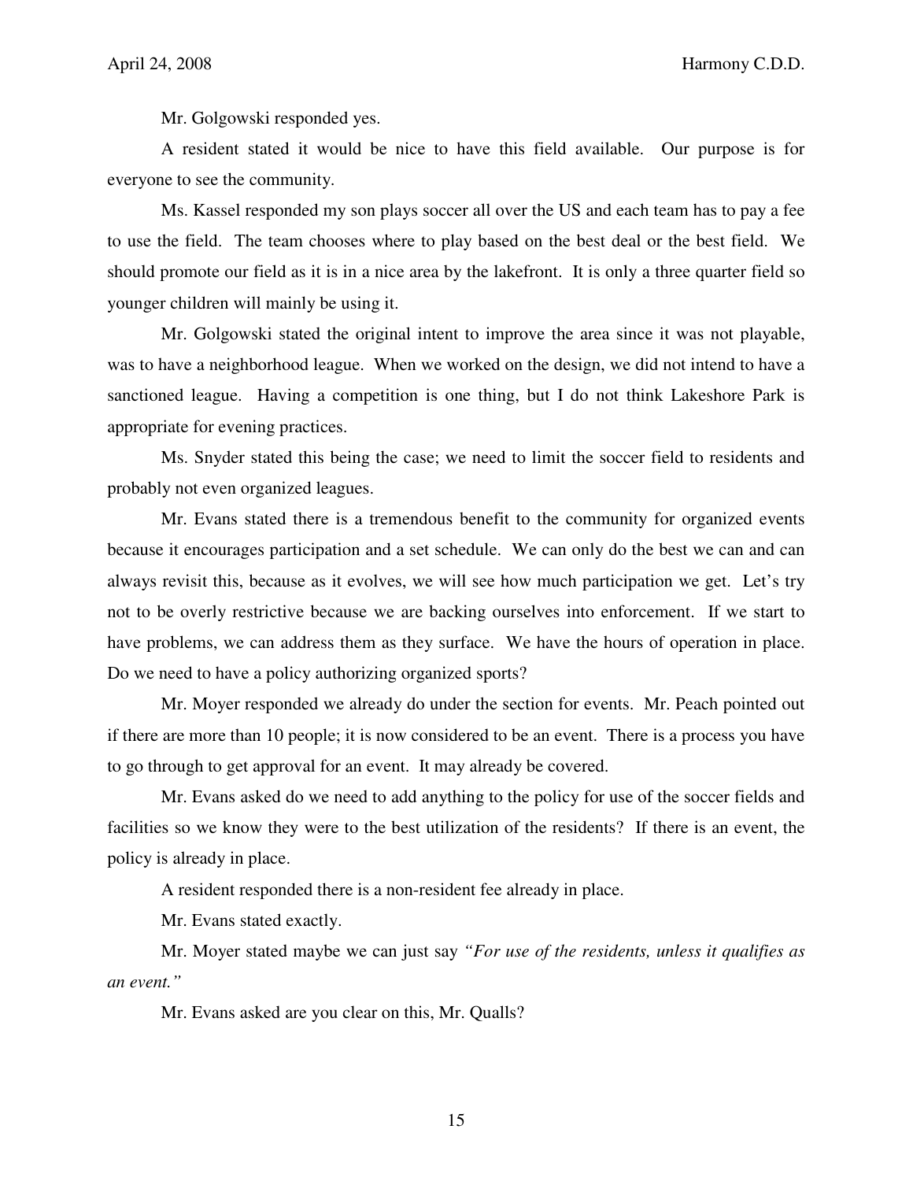Mr. Golgowski responded yes.

A resident stated it would be nice to have this field available. Our purpose is for everyone to see the community.

Ms. Kassel responded my son plays soccer all over the US and each team has to pay a fee to use the field. The team chooses where to play based on the best deal or the best field. We should promote our field as it is in a nice area by the lakefront. It is only a three quarter field so younger children will mainly be using it.

Mr. Golgowski stated the original intent to improve the area since it was not playable, was to have a neighborhood league. When we worked on the design, we did not intend to have a sanctioned league. Having a competition is one thing, but I do not think Lakeshore Park is appropriate for evening practices.

Ms. Snyder stated this being the case; we need to limit the soccer field to residents and probably not even organized leagues.

Mr. Evans stated there is a tremendous benefit to the community for organized events because it encourages participation and a set schedule. We can only do the best we can and can always revisit this, because as it evolves, we will see how much participation we get. Let's try not to be overly restrictive because we are backing ourselves into enforcement. If we start to have problems, we can address them as they surface. We have the hours of operation in place. Do we need to have a policy authorizing organized sports?

Mr. Moyer responded we already do under the section for events. Mr. Peach pointed out if there are more than 10 people; it is now considered to be an event. There is a process you have to go through to get approval for an event. It may already be covered.

Mr. Evans asked do we need to add anything to the policy for use of the soccer fields and facilities so we know they were to the best utilization of the residents? If there is an event, the policy is already in place.

A resident responded there is a non-resident fee already in place.

Mr. Evans stated exactly.

Mr. Moyer stated maybe we can just say *"For use of the residents, unless it qualifies as an event."*

Mr. Evans asked are you clear on this, Mr. Qualls?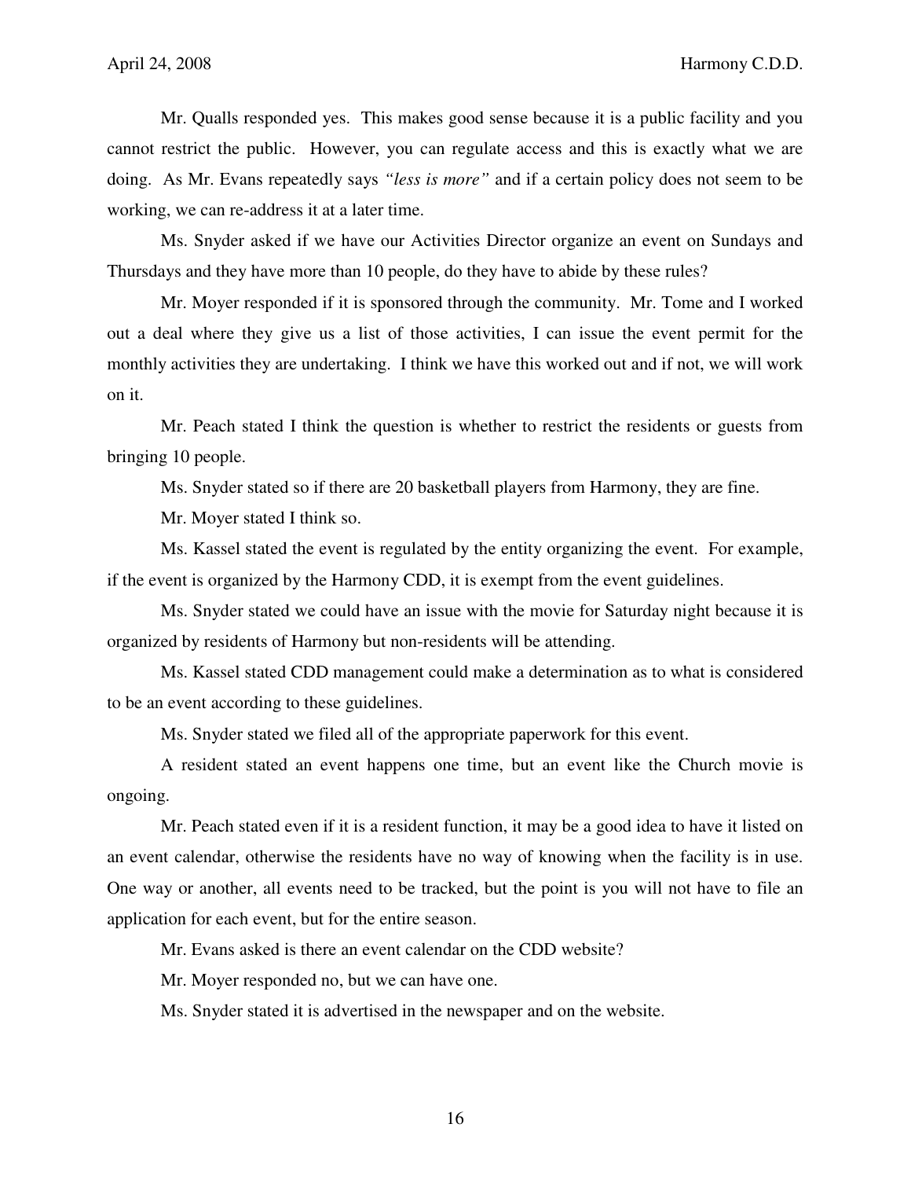Mr. Qualls responded yes. This makes good sense because it is a public facility and you cannot restrict the public. However, you can regulate access and this is exactly what we are doing. As Mr. Evans repeatedly says *"less is more"* and if a certain policy does not seem to be working, we can re-address it at a later time.

Ms. Snyder asked if we have our Activities Director organize an event on Sundays and Thursdays and they have more than 10 people, do they have to abide by these rules?

Mr. Moyer responded if it is sponsored through the community. Mr. Tome and I worked out a deal where they give us a list of those activities, I can issue the event permit for the monthly activities they are undertaking. I think we have this worked out and if not, we will work on it.

Mr. Peach stated I think the question is whether to restrict the residents or guests from bringing 10 people.

Ms. Snyder stated so if there are 20 basketball players from Harmony, they are fine.

Mr. Moyer stated I think so.

Ms. Kassel stated the event is regulated by the entity organizing the event. For example, if the event is organized by the Harmony CDD, it is exempt from the event guidelines.

Ms. Snyder stated we could have an issue with the movie for Saturday night because it is organized by residents of Harmony but non-residents will be attending.

Ms. Kassel stated CDD management could make a determination as to what is considered to be an event according to these guidelines.

Ms. Snyder stated we filed all of the appropriate paperwork for this event.

A resident stated an event happens one time, but an event like the Church movie is ongoing.

Mr. Peach stated even if it is a resident function, it may be a good idea to have it listed on an event calendar, otherwise the residents have no way of knowing when the facility is in use. One way or another, all events need to be tracked, but the point is you will not have to file an application for each event, but for the entire season.

Mr. Evans asked is there an event calendar on the CDD website?

Mr. Moyer responded no, but we can have one.

Ms. Snyder stated it is advertised in the newspaper and on the website.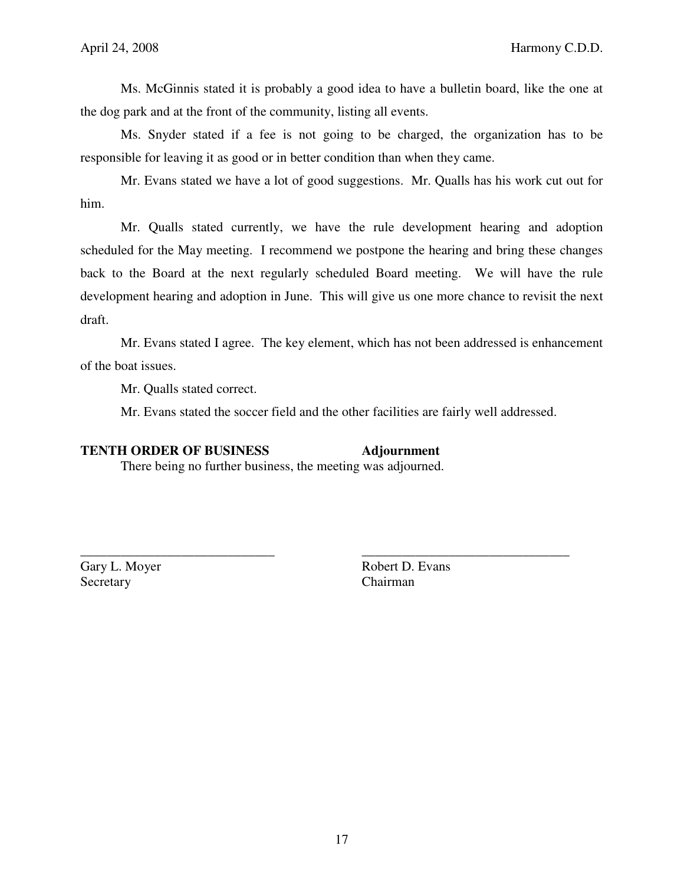Ms. McGinnis stated it is probably a good idea to have a bulletin board, like the one at the dog park and at the front of the community, listing all events.

Ms. Snyder stated if a fee is not going to be charged, the organization has to be responsible for leaving it as good or in better condition than when they came.

Mr. Evans stated we have a lot of good suggestions. Mr. Qualls has his work cut out for him.

Mr. Qualls stated currently, we have the rule development hearing and adoption scheduled for the May meeting. I recommend we postpone the hearing and bring these changes back to the Board at the next regularly scheduled Board meeting. We will have the rule development hearing and adoption in June. This will give us one more chance to revisit the next draft.

Mr. Evans stated I agree. The key element, which has not been addressed is enhancement of the boat issues.

Mr. Qualls stated correct.

Mr. Evans stated the soccer field and the other facilities are fairly well addressed.

**TENTH ORDER OF BUSINESS** **Adjournment**

There being no further business, the meeting was adjourned.

_____________________________ _______________________________

Gary L. Moyer
Secretary

Robert D. Evans
Chairman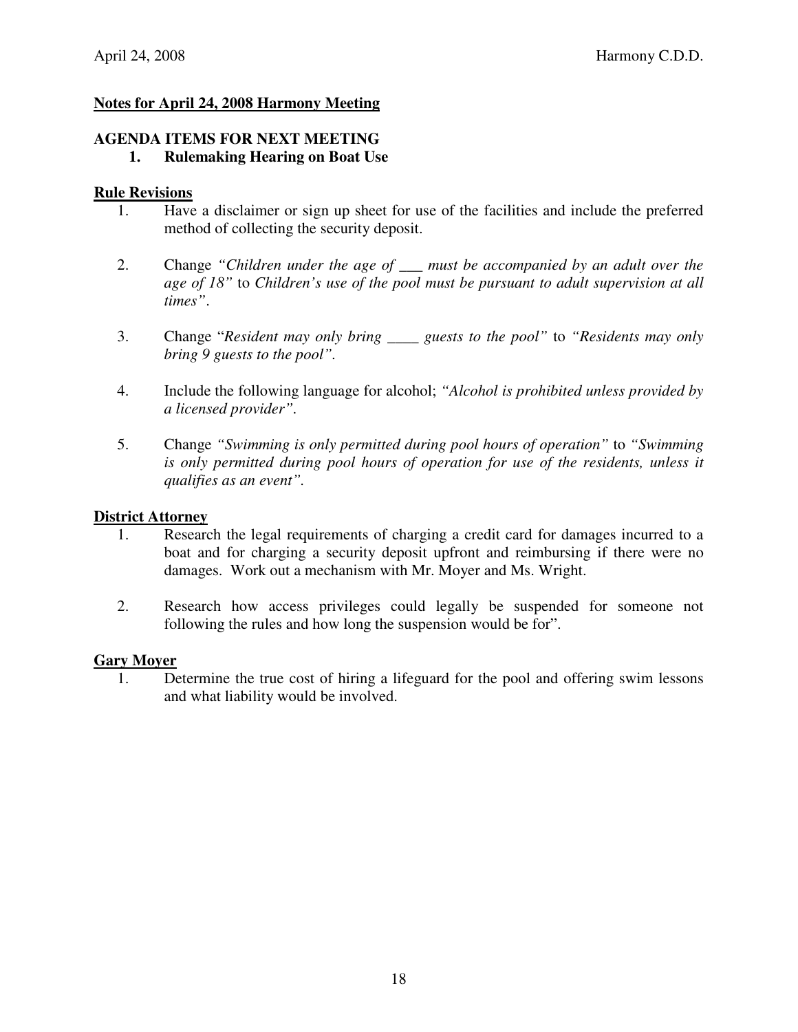**Notes for April 24, 2008 Harmony Meeting**

**AGENDA ITEMS FOR NEXT MEETING**

1. **Rulemaking Hearing on Boat Use**

**Rule Revisions**

1. Have a disclaimer or sign up sheet for use of the facilities and include the preferred method of collecting the security deposit.

2. Change *"Children under the age of ___ must be accompanied by an adult over the age of 18"* to *Children's use of the pool must be pursuant to adult supervision at all times"*.

3. Change "*Resident may only bring ____ guests to the pool"* to *"Residents may only bring 9 guests to the pool"*.

4. Include the following language for alcohol; *"Alcohol is prohibited unless provided by a licensed provider"*.

5. Change *"Swimming is only permitted during pool hours of operation"* to *"Swimming is only permitted during pool hours of operation for use of the residents, unless it qualifies as an event"*.

**District Attorney**

1. Research the legal requirements of charging a credit card for damages incurred to a boat and for charging a security deposit upfront and reimbursing if there were no damages. Work out a mechanism with Mr. Moyer and Ms. Wright.

2. Research how access privileges could legally be suspended for someone not following the rules and how long the suspension would be for".

**Gary Moyer**

1. Determine the true cost of hiring a lifeguard for the pool and offering swim lessons and what liability would be involved.